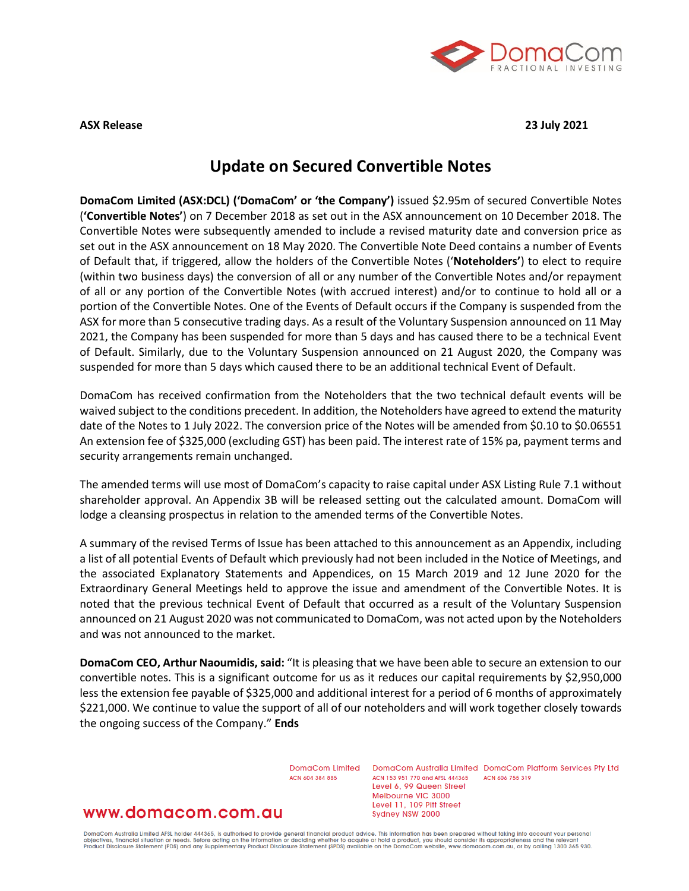**ASX Release** **23 July 2021**

# Update on Secured Convertible Notes

**DomaCom Limited (ASX:DCL) ('DomaCom' or 'the Company')** issued $2.95m of secured Convertible Notes (**'Convertible Notes'**) on 7 December 2018 as set out in the ASX announcement on 10 December 2018. The Convertible Notes were subsequently amended to include a revised maturity date and conversion price as set out in the ASX announcement on 18 May 2020. The Convertible Note Deed contains a number of Events of Default that, if triggered, allow the holders of the Convertible Notes ('**Noteholders'**) to elect to require (within two business days) the conversion of all or any number of the Convertible Notes and/or repayment of all or any portion of the Convertible Notes (with accrued interest) and/or to continue to hold all or a portion of the Convertible Notes. One of the Events of Default occurs if the Company is suspended from the ASX for more than 5 consecutive trading days. As a result of the Voluntary Suspension announced on 11 May 2021, the Company has been suspended for more than 5 days and has caused there to be a technical Event of Default. Similarly, due to the Voluntary Suspension announced on 21 August 2020, the Company was suspended for more than 5 days which caused there to be an additional technical Event of Default.

DomaCom has received confirmation from the Noteholders that the two technical default events will be waived subject to the conditions precedent. In addition, the Noteholders have agreed to extend the maturity date of the Notes to 1 July 2022. The conversion price of the Notes will be amended from $0.10 to $0.06551 An extension fee of $325,000 (excluding GST) has been paid. The interest rate of 15% pa, payment terms and security arrangements remain unchanged.

The amended terms will use most of DomaCom's capacity to raise capital under ASX Listing Rule 7.1 without shareholder approval. An Appendix 3B will be released setting out the calculated amount. DomaCom will lodge a cleansing prospectus in relation to the amended terms of the Convertible Notes.

A summary of the revised Terms of Issue has been attached to this announcement as an Appendix, including a list of all potential Events of Default which previously had not been included in the Notice of Meetings, and the associated Explanatory Statements and Appendices, on 15 March 2019 and 12 June 2020 for the Extraordinary General Meetings held to approve the issue and amendment of the Convertible Notes. It is noted that the previous technical Event of Default that occurred as a result of the Voluntary Suspension announced on 21 August 2020 was not communicated to DomaCom, was not acted upon by the Noteholders and was not announced to the market.

**DomaCom CEO, Arthur Naoumidis, said:** "It is pleasing that we have been able to secure an extension to our convertible notes. This is a significant outcome for us as it reduces our capital requirements by $2,950,000 less the extension fee payable of $325,000 and additional interest for a period of 6 months of approximately $221,000. We continue to value the support of all of our noteholders and will work together closely towards the ongoing success of the Company." **Ends**

DomaCom Limited
ACN 604 384 885

DomaCom Australia Limited
ACN 153 951 770 and AFSL 444365
Level 6, 99 Queen Street
Melbourne VIC 3000
Level 11, 109 Pitt Street
Sydney NSW 2000

DomaCom Platform Services Pty Ltd
ACN 606 755 319

www.domacom.com.au

DomaCom Australia Limited AFSL holder 444365, is authorised to provide general financial product advice. This information has been prepared without taking into account your personal objectives, financial situation or needs. Before acting on the information or deciding whether to acquire or hold a product, you should consider its appropriateness and the relevant Product Disclosure Statement (PDS) and any Supplementary Product Disclosure Statement (SPDS) available on the DomaCom website, www.domacom.com.au, or by calling 1300 365 930.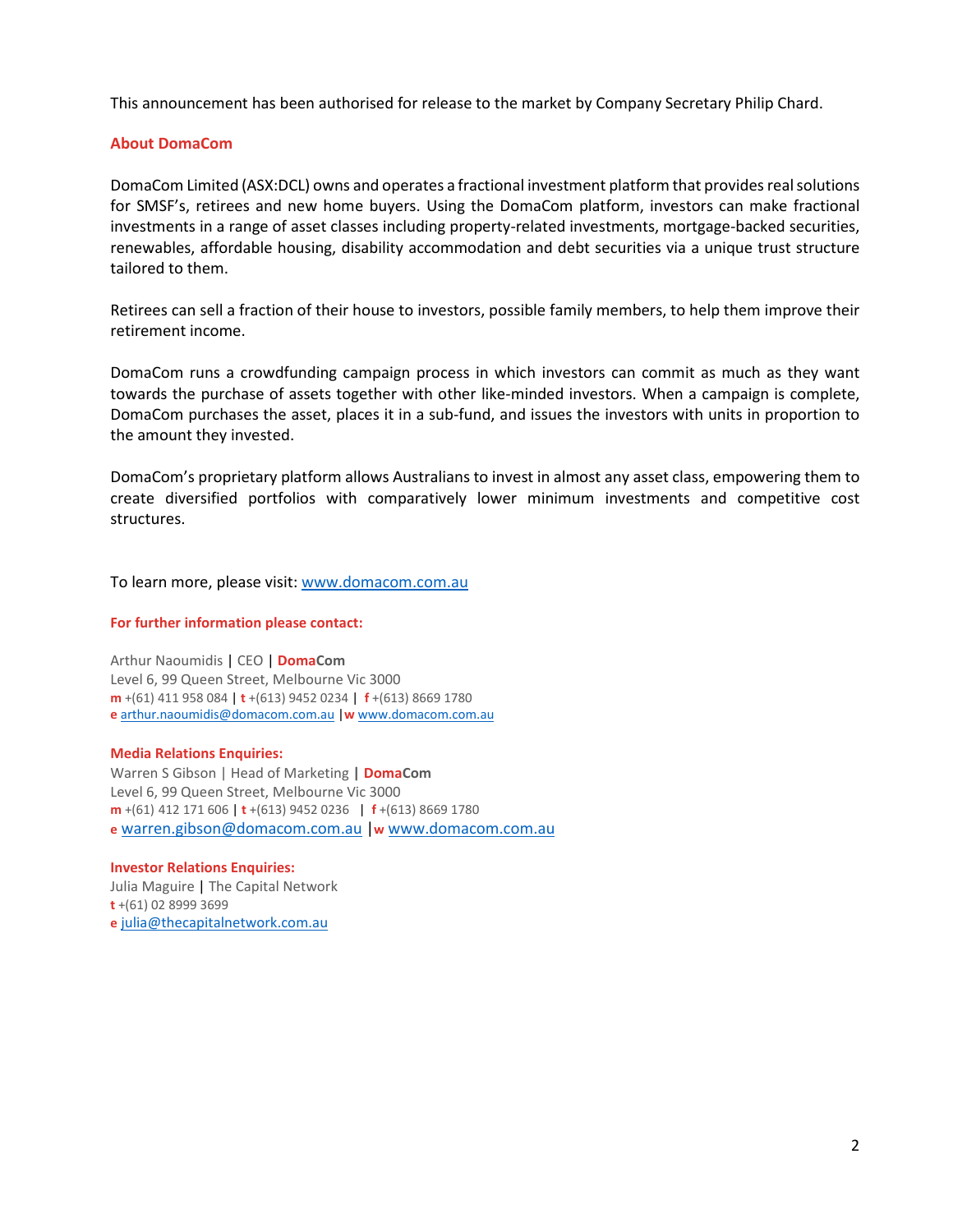This announcement has been authorised for release to the market by Company Secretary Philip Chard.

## About DomaCom

DomaCom Limited (ASX:DCL) owns and operates a fractional investment platform that provides real solutions for SMSF's, retirees and new home buyers. Using the DomaCom platform, investors can make fractional investments in a range of asset classes including property-related investments, mortgage-backed securities, renewables, affordable housing, disability accommodation and debt securities via a unique trust structure tailored to them.

Retirees can sell a fraction of their house to investors, possible family members, to help them improve their retirement income.

DomaCom runs a crowdfunding campaign process in which investors can commit as much as they want towards the purchase of assets together with other like-minded investors. When a campaign is complete, DomaCom purchases the asset, places it in a sub-fund, and issues the investors with units in proportion to the amount they invested.

DomaCom's proprietary platform allows Australians to invest in almost any asset class, empowering them to create diversified portfolios with comparatively lower minimum investments and competitive cost structures.

To learn more, please visit: [www.domacom.com.au](http://www.domacom.com.au)

**For further information please contact:**

Arthur Naoumidis | CEO | **DomaCom**
Level 6, 99 Queen Street, Melbourne Vic 3000
**m** +(61) 411 958 084 | **t** +(613) 9452 0234 | **f** +(613) 8669 1780
**e** arthur.naoumidis@domacom.com.au |**w** www.domacom.com.au

**Media Relations Enquiries:**
Warren S Gibson | Head of Marketing | **DomaCom**
Level 6, 99 Queen Street, Melbourne Vic 3000
**m** +(61) 412 171 606 | **t** +(613) 9452 0236 | **f** +(613) 8669 1780
**e** warren.gibson@domacom.com.au |**w** www.domacom.com.au

**Investor Relations Enquiries:**
Julia Maguire | The Capital Network
**t** +(61) 02 8999 3699
**e** julia@thecapitalnetwork.com.au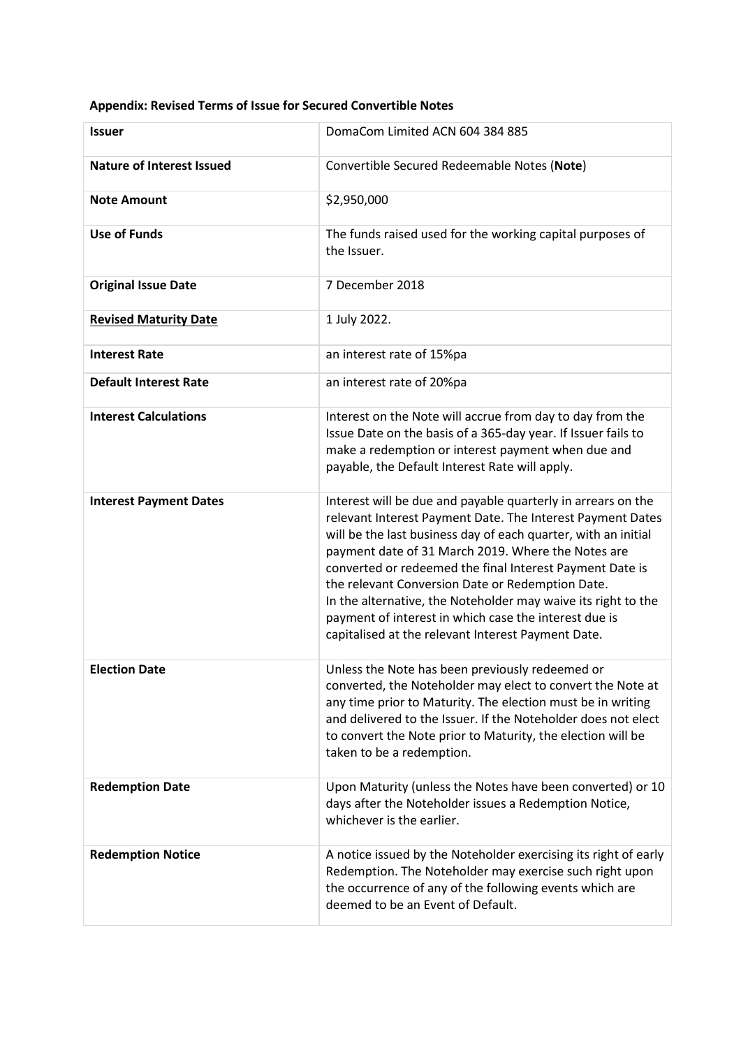**Appendix: Revised Terms of Issue for Secured Convertible Notes**

| **Issuer** | DomaCom Limited ACN 604 384 885 |
|---|---|
| **Nature of Interest Issued** | Convertible Secured Redeemable Notes (**Note**) |
| **Note Amount** | $2,950,000 |
| **Use of Funds** | The funds raised used for the working capital purposes of the Issuer. |
| **Original Issue Date** | 7 December 2018 |
| **<u>Revised Maturity Date</u>** | 1 July 2022. |
| **Interest Rate** | an interest rate of 15%pa |
| **Default Interest Rate** | an interest rate of 20%pa |
| **Interest Calculations** | Interest on the Note will accrue from day to day from the Issue Date on the basis of a 365-day year. If Issuer fails to make a redemption or interest payment when due and payable, the Default Interest Rate will apply. |
| **Interest Payment Dates** | Interest will be due and payable quarterly in arrears on the relevant Interest Payment Date. The Interest Payment Dates will be the last business day of each quarter, with an initial payment date of 31 March 2019. Where the Notes are converted or redeemed the final Interest Payment Date is the relevant Conversion Date or Redemption Date.<br>In the alternative, the Noteholder may waive its right to the payment of interest in which case the interest due is capitalised at the relevant Interest Payment Date. |
| **Election Date** | Unless the Note has been previously redeemed or converted, the Noteholder may elect to convert the Note at any time prior to Maturity. The election must be in writing and delivered to the Issuer. If the Noteholder does not elect to convert the Note prior to Maturity, the election will be taken to be a redemption. |
| **Redemption Date** | Upon Maturity (unless the Notes have been converted) or 10 days after the Noteholder issues a Redemption Notice, whichever is the earlier. |
| **Redemption Notice** | A notice issued by the Noteholder exercising its right of early Redemption. The Noteholder may exercise such right upon the occurrence of any of the following events which are deemed to be an Event of Default. |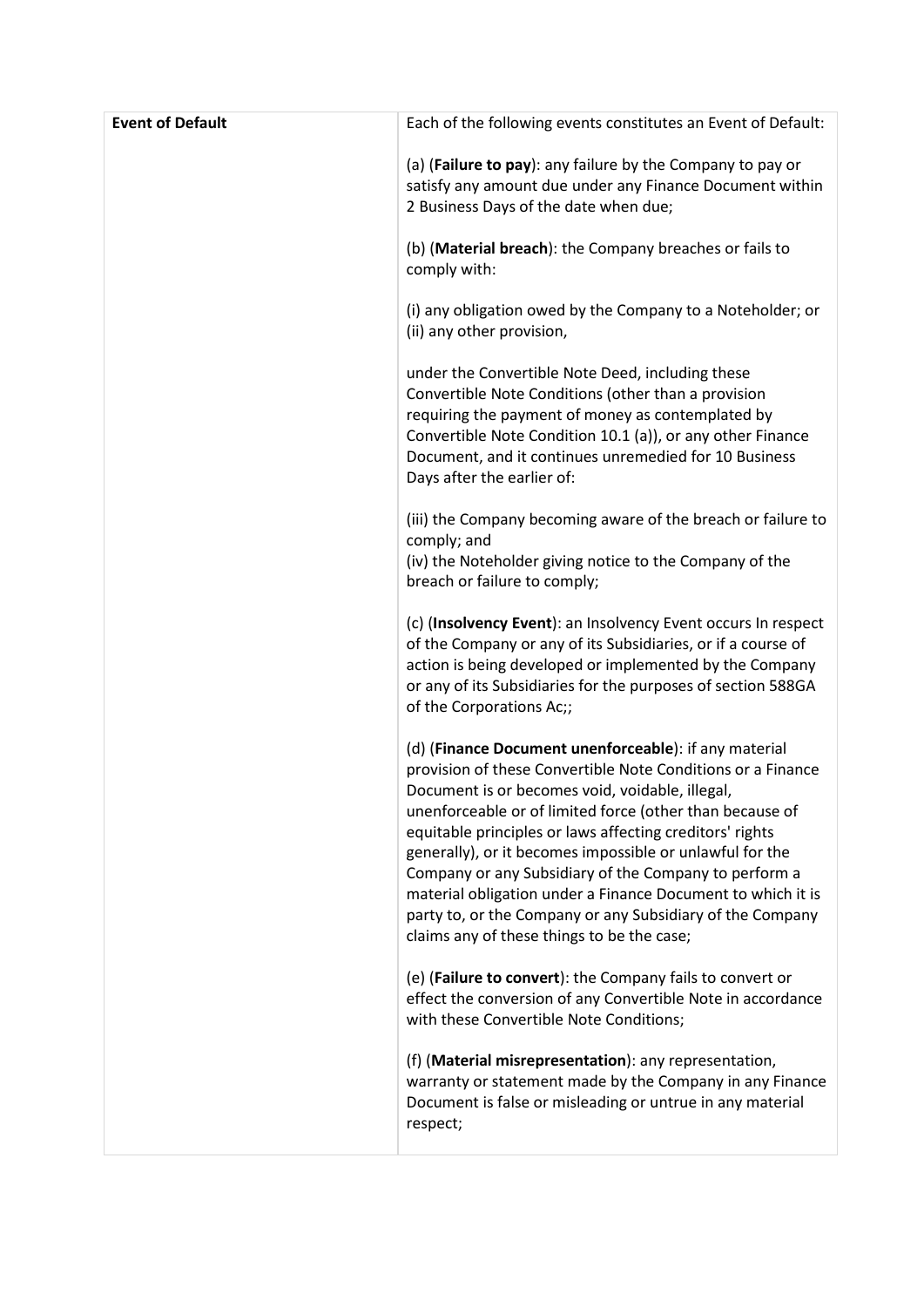| Event of Default | Each of the following events constitutes an Event of Default:<br><br>(a) (**Failure to pay**): any failure by the Company to pay or satisfy any amount due under any Finance Document within 2 Business Days of the date when due;<br><br>(b) (**Material breach**): the Company breaches or fails to comply with:<br><br>(i) any obligation owed by the Company to a Noteholder; or<br>(ii) any other provision,<br><br>under the Convertible Note Deed, including these Convertible Note Conditions (other than a provision requiring the payment of money as contemplated by Convertible Note Condition 10.1 (a)), or any other Finance Document, and it continues unremedied for 10 Business Days after the earlier of:<br><br>(iii) the Company becoming aware of the breach or failure to comply; and<br>(iv) the Noteholder giving notice to the Company of the breach or failure to comply;<br><br>(c) (**Insolvency Event**): an Insolvency Event occurs In respect of the Company or any of its Subsidiaries, or if a course of action is being developed or implemented by the Company or any of its Subsidiaries for the purposes of section 588GA of the Corporations Ac;;<br><br>(d) (**Finance Document unenforceable**): if any material provision of these Convertible Note Conditions or a Finance Document is or becomes void, voidable, illegal, unenforceable or of limited force (other than because of equitable principles or laws affecting creditors' rights generally), or it becomes impossible or unlawful for the Company or any Subsidiary of the Company to perform a material obligation under a Finance Document to which it is party to, or the Company or any Subsidiary of the Company claims any of these things to be the case;<br><br>(e) (**Failure to convert**): the Company fails to convert or effect the conversion of any Convertible Note in accordance with these Convertible Note Conditions;<br><br>(f) (**Material misrepresentation**): any representation, warranty or statement made by the Company in any Finance Document is false or misleading or untrue in any material respect; |
|---|---|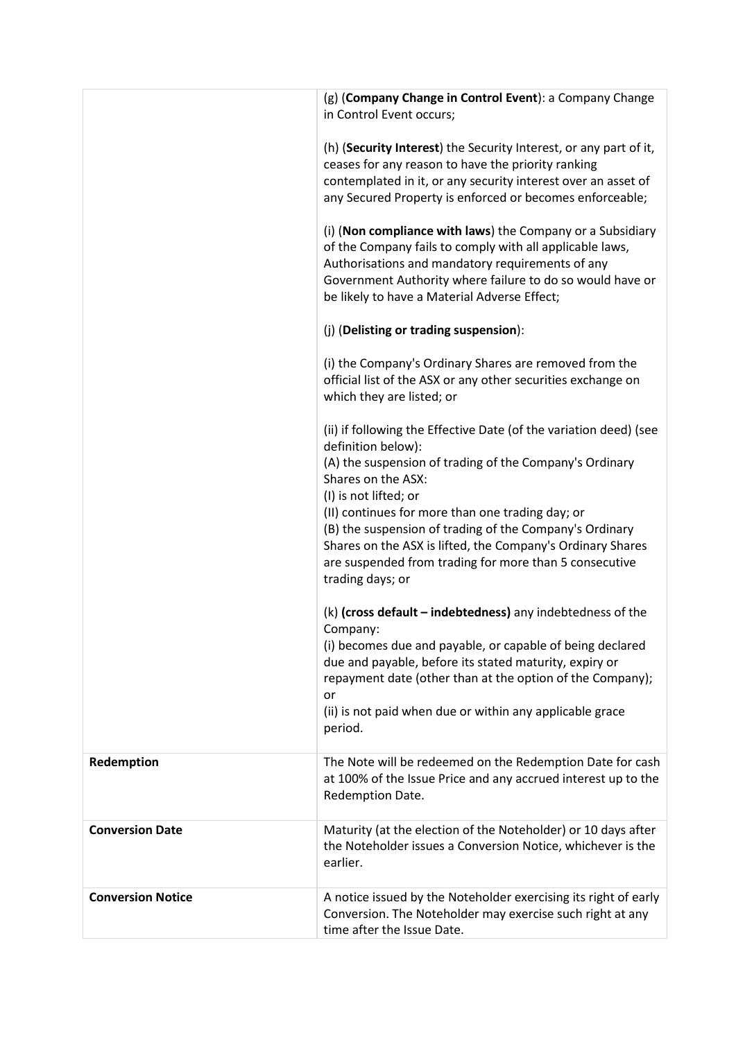| | |
|---|---|
| | (g) (**Company Change in Control Event**): a Company Change in Control Event occurs;<br><br>(h) (**Security Interest**) the Security Interest, or any part of it, ceases for any reason to have the priority ranking contemplated in it, or any security interest over an asset of any Secured Property is enforced or becomes enforceable;<br><br>(i) (**Non compliance with laws**) the Company or a Subsidiary of the Company fails to comply with all applicable laws, Authorisations and mandatory requirements of any Government Authority where failure to do so would have or be likely to have a Material Adverse Effect;<br><br>(j) (**Delisting or trading suspension**):<br><br>(i) the Company's Ordinary Shares are removed from the official list of the ASX or any other securities exchange on which they are listed; or<br><br>(ii) if following the Effective Date (of the variation deed) (see definition below):<br>(A) the suspension of trading of the Company's Ordinary Shares on the ASX:<br>(I) is not lifted; or<br>(II) continues for more than one trading day; or<br>(B) the suspension of trading of the Company's Ordinary Shares on the ASX is lifted, the Company's Ordinary Shares are suspended from trading for more than 5 consecutive trading days; or<br><br>(k) **(cross default – indebtedness)** any indebtedness of the Company:<br>(i) becomes due and payable, or capable of being declared due and payable, before its stated maturity, expiry or repayment date (other than at the option of the Company); or<br>(ii) is not paid when due or within any applicable grace period. |
| **Redemption** | The Note will be redeemed on the Redemption Date for cash at 100% of the Issue Price and any accrued interest up to the Redemption Date. |
| **Conversion Date** | Maturity (at the election of the Noteholder) or 10 days after the Noteholder issues a Conversion Notice, whichever is the earlier. |
| **Conversion Notice** | A notice issued by the Noteholder exercising its right of early Conversion. The Noteholder may exercise such right at any time after the Issue Date. |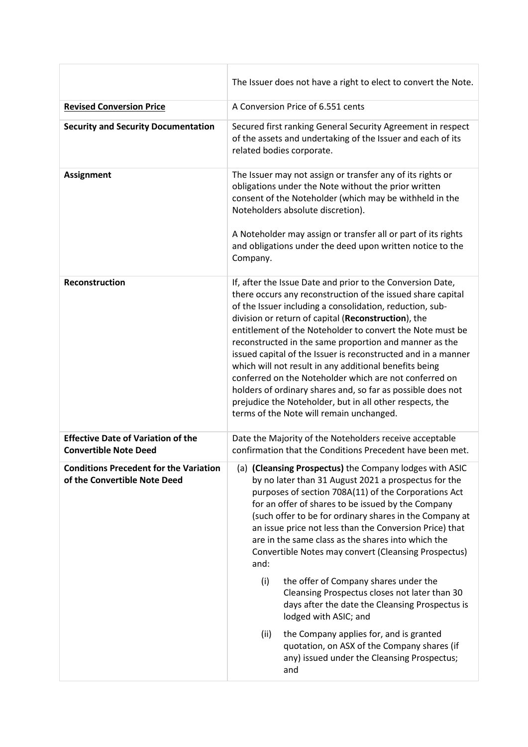| | |
|---|---|
| | The Issuer does not have a right to elect to convert the Note. |
| **Revised Conversion Price** | A Conversion Price of 6.551 cents |
| **Security and Security Documentation** | Secured first ranking General Security Agreement in respect of the assets and undertaking of the Issuer and each of its related bodies corporate. |
| **Assignment** | The Issuer may not assign or transfer any of its rights or obligations under the Note without the prior written consent of the Noteholder (which may be withheld in the Noteholders absolute discretion).<br><br>A Noteholder may assign or transfer all or part of its rights and obligations under the deed upon written notice to the Company. |
| **Reconstruction** | If, after the Issue Date and prior to the Conversion Date, there occurs any reconstruction of the issued share capital of the Issuer including a consolidation, reduction, sub-division or return of capital (**Reconstruction**), the entitlement of the Noteholder to convert the Note must be reconstructed in the same proportion and manner as the issued capital of the Issuer is reconstructed and in a manner which will not result in any additional benefits being conferred on the Noteholder which are not conferred on holders of ordinary shares and, so far as possible does not prejudice the Noteholder, but in all other respects, the terms of the Note will remain unchanged. |
| **Effective Date of Variation of the Convertible Note Deed** | Date the Majority of the Noteholders receive acceptable confirmation that the Conditions Precedent have been met. |
| **Conditions Precedent for the Variation of the Convertible Note Deed** | (a) **(Cleansing Prospectus)** the Company lodges with ASIC by no later than 31 August 2021 a prospectus for the purposes of section 708A(11) of the Corporations Act for an offer of shares to be issued by the Company (such offer to be for ordinary shares in the Company at an issue price not less than the Conversion Price) that are in the same class as the shares into which the Convertible Notes may convert (Cleansing Prospectus) and:<br><br>(i) the offer of Company shares under the Cleansing Prospectus closes not later than 30 days after the date the Cleansing Prospectus is lodged with ASIC; and<br><br>(ii) the Company applies for, and is granted quotation, on ASX of the Company shares (if any) issued under the Cleansing Prospectus; and |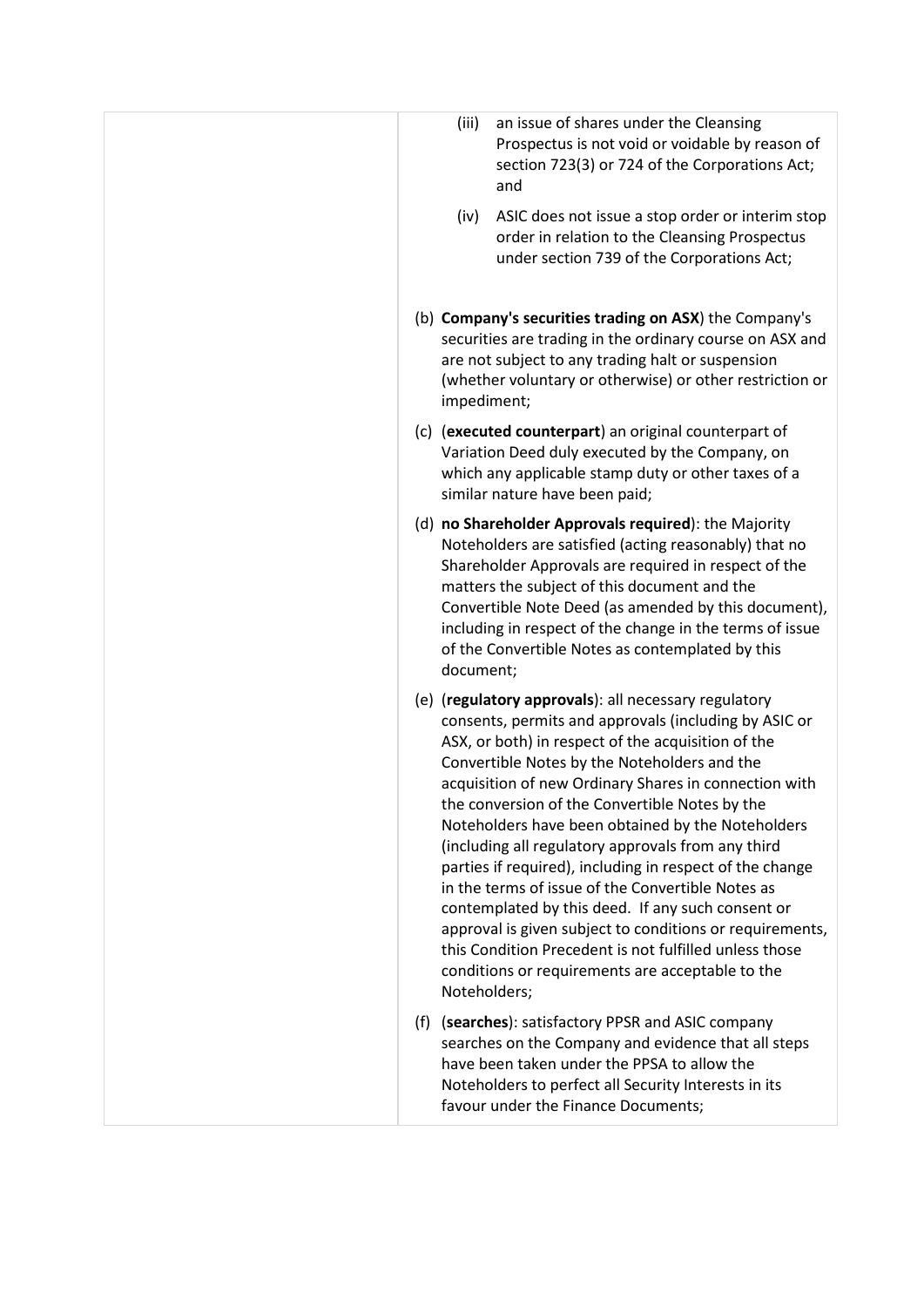| | (iii) an issue of shares under the Cleansing Prospectus is not void or voidable by reason of section 723(3) or 724 of the Corporations Act; and<br><br>(iv) ASIC does not issue a stop order or interim stop order in relation to the Cleansing Prospectus under section 739 of the Corporations Act;<br><br>(b) **Company's securities trading on ASX**) the Company's securities are trading in the ordinary course on ASX and are not subject to any trading halt or suspension (whether voluntary or otherwise) or other restriction or impediment;<br><br>(c) (**executed counterpart**) an original counterpart of Variation Deed duly executed by the Company, on which any applicable stamp duty or other taxes of a similar nature have been paid;<br><br>(d) **no Shareholder Approvals required**): the Majority Noteholders are satisfied (acting reasonably) that no Shareholder Approvals are required in respect of the matters the subject of this document and the Convertible Note Deed (as amended by this document), including in respect of the change in the terms of issue of the Convertible Notes as contemplated by this document;<br><br>(e) (**regulatory approvals**): all necessary regulatory consents, permits and approvals (including by ASIC or ASX, or both) in respect of the acquisition of the Convertible Notes by the Noteholders and the acquisition of new Ordinary Shares in connection with the conversion of the Convertible Notes by the Noteholders have been obtained by the Noteholders (including all regulatory approvals from any third parties if required), including in respect of the change in the terms of issue of the Convertible Notes as contemplated by this deed. If any such consent or approval is given subject to conditions or requirements, this Condition Precedent is not fulfilled unless those conditions or requirements are acceptable to the Noteholders;<br><br>(f) (**searches**): satisfactory PPSR and ASIC company searches on the Company and evidence that all steps have been taken under the PPSA to allow the Noteholders to perfect all Security Interests in its favour under the Finance Documents; |
|---|---|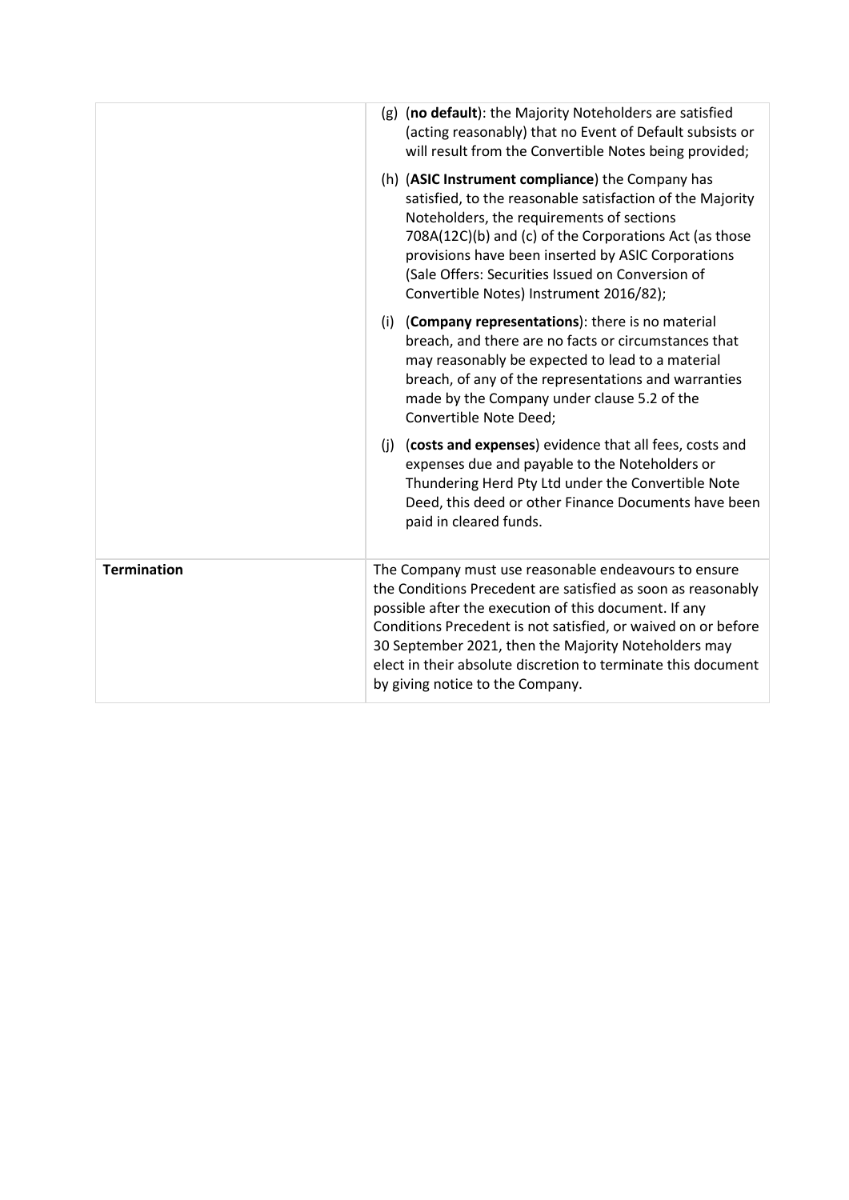| | |
|---|---|
| | (g) (**no default**): the Majority Noteholders are satisfied (acting reasonably) that no Event of Default subsists or will result from the Convertible Notes being provided;<br><br>(h) (**ASIC Instrument compliance**) the Company has satisfied, to the reasonable satisfaction of the Majority Noteholders, the requirements of sections 708A(12C)(b) and (c) of the Corporations Act (as those provisions have been inserted by ASIC Corporations (Sale Offers: Securities Issued on Conversion of Convertible Notes) Instrument 2016/82);<br><br>(i) (**Company representations**): there is no material breach, and there are no facts or circumstances that may reasonably be expected to lead to a material breach, of any of the representations and warranties made by the Company under clause 5.2 of the Convertible Note Deed;<br><br>(j) (**costs and expenses**) evidence that all fees, costs and expenses due and payable to the Noteholders or Thundering Herd Pty Ltd under the Convertible Note Deed, this deed or other Finance Documents have been paid in cleared funds. |
| **Termination** | The Company must use reasonable endeavours to ensure the Conditions Precedent are satisfied as soon as reasonably possible after the execution of this document. If any Conditions Precedent is not satisfied, or waived on or before 30 September 2021, then the Majority Noteholders may elect in their absolute discretion to terminate this document by giving notice to the Company. |